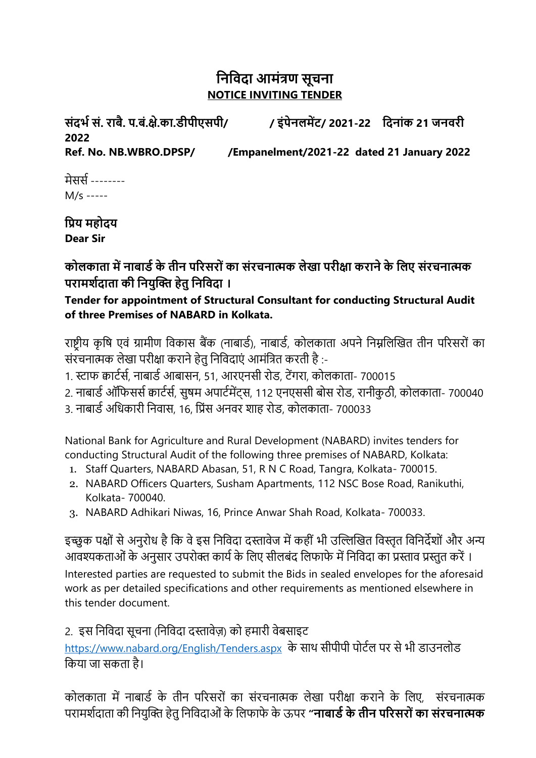# निविदा आमंत्रण सूचना

## NOTICE INVITING TENDER

**संदर्भ सं. राबै. प.बं.क्षे.का.डीपीएसपी/ / इंपेनलमेंट/ 2021-22 दिनांक 21 जनवरी 2022**

**Ref. No. NB.WBRO.DPSP/ /Empanelment/2021-22 dated 21 January 2022**

मेसर्स --------

M/s -----

**प्रिय महोदय**

**Dear Sir**

**कोलकाता में नाबार्ड के तीन परिसरों का संरचनात्मक लेखा परीक्षा कराने के लिए संरचनात्मक परामर्शदाता की नियुक्ति हेतु निविदा ।**

**Tender for appointment of Structural Consultant for conducting Structural Audit of three Premises of NABARD in Kolkata.**

राष्ट्रीय कृषि एवं ग्रामीण विकास बैंक (नाबार्ड), नाबार्ड, कोलकाता अपने निम्नलिखित तीन परिसरों का संरचनात्मक लेखा परीक्षा कराने हेतु निविदाएं आमंत्रित करती है :-

1. स्टाफ क्वार्टर्स, नाबार्ड आबासन, 51, आरएनसी रोड, टेंगरा, कोलकाता- 700015
2. नाबार्ड ऑफिसर्स क्वार्टर्स, सुषम अपार्टमेंट्स, 112 एनएससी बोस रोड, रानीकुठी, कोलकाता- 700040
3. नाबार्ड अधिकारी निवास, 16, प्रिंस अनवर शाह रोड, कोलकाता- 700033

National Bank for Agriculture and Rural Development (NABARD) invites tenders for conducting Structural Audit of the following three premises of NABARD, Kolkata:

1. Staff Quarters, NABARD Abasan, 51, R N C Road, Tangra, Kolkata- 700015.
2. NABARD Officers Quarters, Susham Apartments, 112 NSC Bose Road, Ranikuthi, Kolkata- 700040.
3. NABARD Adhikari Niwas, 16, Prince Anwar Shah Road, Kolkata- 700033.

इच्छुक पक्षों से अनुरोध है कि वे इस निविदा दस्तावेज में कहीं भी उल्लिखित विस्तृत विनिर्देशों और अन्य आवश्यकताओं के अनुसार उपरोक्त कार्य के लिए सीलबंद लिफाफे में निविदा का प्रस्ताव प्रस्तुत करें ।

Interested parties are requested to submit the Bids in sealed envelopes for the aforesaid work as per detailed specifications and other requirements as mentioned elsewhere in this tender document.

2. इस निविदा सूचना (निविदा दस्तावेज़) को हमारी वेबसाइट https://www.nabard.org/English/Tenders.aspx के साथ सीपीपी पोर्टल पर से भी डाउनलोड किया जा सकता है।

कोलकाता में नाबार्ड के तीन परिसरों का संरचनात्मक लेखा परीक्षा कराने के लिए, संरचनात्मक परामर्शदाता की नियुक्ति हेतु निविदाओं के लिफाफे के ऊपर **"नाबार्ड के तीन परिसरों का संरचनात्मक**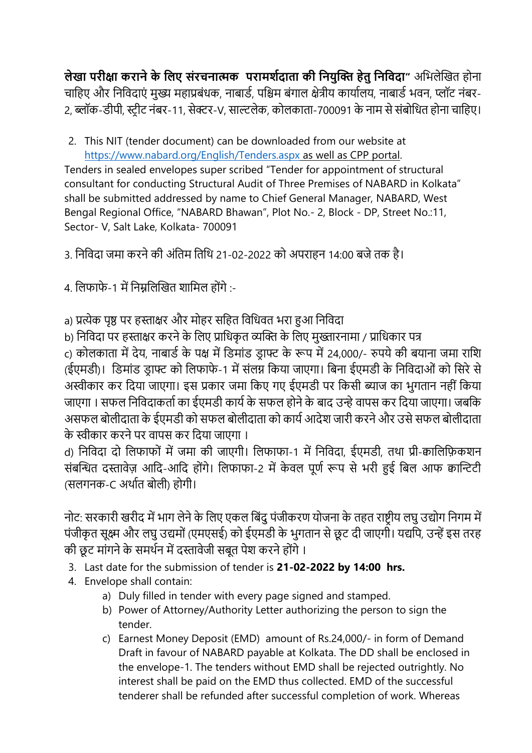**लेखा परीक्षा कराने के लिए संरचनात्मक परामर्शदाता की नियुक्ति हेतु निविदा"** अभिलेखित होना चाहिए और निविदाएं मुख्य महाप्रबंधक, नाबार्ड, पश्चिम बंगाल क्षेत्रीय कार्यालय, नाबार्ड भवन, प्लॉट नंबर-2, ब्लॉक-डीपी, स्ट्रीट नंबर-11, सेक्टर-V, साल्टलेक, कोलकाता-700091 के नाम से संबोधित होना चाहिए।

2. This NIT (tender document) can be downloaded from our website at https://www.nabard.org/English/Tenders.aspx as well as CPP portal.

Tenders in sealed envelopes super scribed "Tender for appointment of structural consultant for conducting Structural Audit of Three Premises of NABARD in Kolkata" shall be submitted addressed by name to Chief General Manager, NABARD, West Bengal Regional Office, "NABARD Bhawan", Plot No.- 2, Block - DP, Street No.:11, Sector- V, Salt Lake, Kolkata- 700091

3. निविदा जमा करने की अंतिम तिथि 21-02-2022 को अपराहन 14:00 बजे तक है।

4. लिफाफे-1 में निम्नलिखित शामिल होंगे :-

a) प्रत्येक पृष्ठ पर हस्ताक्षर और मोहर सहित विधिवत भरा हुआ निविदा

b) निविदा पर हस्ताक्षर करने के लिए प्राधिकृत व्यक्ति के लिए मुख्तारनामा / प्राधिकार पत्र

c) कोलकाता में देय, नाबार्ड के पक्ष में डिमांड ड्राफ्ट के रूप में 24,000/- रुपये की बयाना जमा राशि (ईएमडी)। डिमांड ड्राफ्ट को लिफाफे-1 में संलग्न किया जाएगा। बिना ईएमडी के निविदाओं को सिरे से अस्वीकार कर दिया जाएगा। इस प्रकार जमा किए गए ईएमडी पर किसी ब्याज का भुगतान नहीं किया जाएगा । सफल निविदाकर्ता का ईएमडी कार्य के सफल होने के बाद उन्हे वापस कर दिया जाएगा। जबकि असफल बोलीदाता के ईएमडी को सफल बोलीदाता को कार्य आदेश जारी करने और उसे सफल बोलीदाता के स्वीकार करने पर वापस कर दिया जाएगा ।

d) निविदा दो लिफाफों में जमा की जाएगी। लिफाफा-1 में निविदा, ईएमडी, तथा प्री-क्वालिफ़िकशन संबन्धित दस्तावेज़ आदि-आदि होंगे। लिफाफा-2 में केवल पूर्ण रूप से भरी हुई बिल आफ क्वान्टिटी (सलगनक-C अर्थात बोली) होगी।

नोट: सरकारी खरीद में भाग लेने के लिए एकल बिंदु पंजीकरण योजना के तहत राष्ट्रीय लघु उद्योग निगम में पंजीकृत सूक्ष्म और लघु उद्यमों (एमएसई) को ईएमडी के भुगतान से छूट दी जाएगी। यद्यपि, उन्हें इस तरह की छूट मांगने के समर्थन में दस्तावेजी सबूत पेश करने होंगे ।

3. Last date for the submission of tender is **21-02-2022 by 14:00 hrs.**
4. Envelope shall contain:
   a) Duly filled in tender with every page signed and stamped.
   b) Power of Attorney/Authority Letter authorizing the person to sign the tender.
   c) Earnest Money Deposit (EMD) amount of Rs.24,000/- in form of Demand Draft in favour of NABARD payable at Kolkata. The DD shall be enclosed in the envelope-1. The tenders without EMD shall be rejected outrightly. No interest shall be paid on the EMD thus collected. EMD of the successful tenderer shall be refunded after successful completion of work. Whereas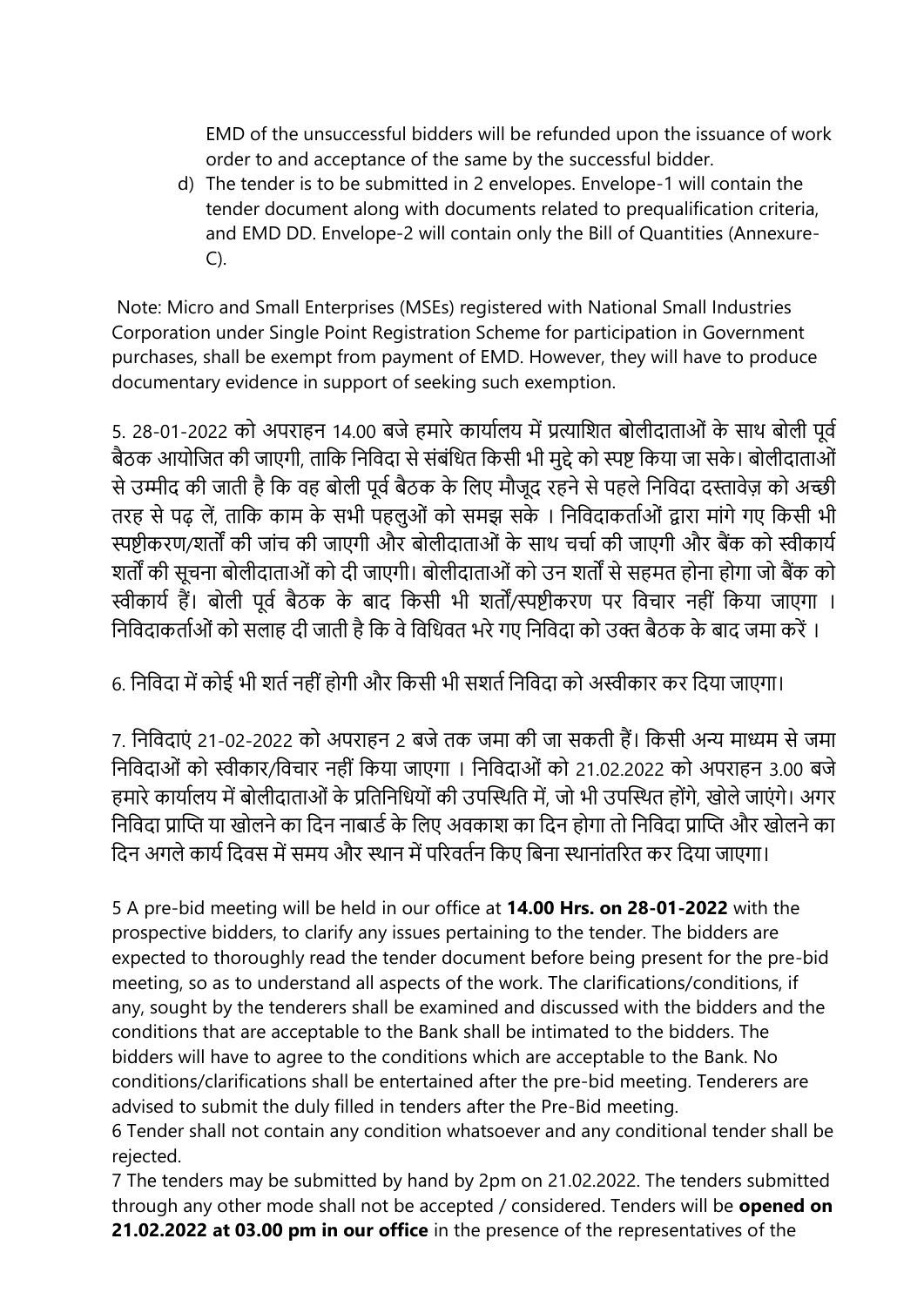EMD of the unsuccessful bidders will be refunded upon the issuance of work order to and acceptance of the same by the successful bidder.

d) The tender is to be submitted in 2 envelopes. Envelope-1 will contain the tender document along with documents related to prequalification criteria, and EMD DD. Envelope-2 will contain only the Bill of Quantities (Annexure-C).

Note: Micro and Small Enterprises (MSEs) registered with National Small Industries Corporation under Single Point Registration Scheme for participation in Government purchases, shall be exempt from payment of EMD. However, they will have to produce documentary evidence in support of seeking such exemption.

5. 28-01-2022 को अपराहन 14.00 बजे हमारे कार्यालय में प्रत्याशित बोलीदाताओं के साथ बोली पूर्व बैठक आयोजित की जाएगी, ताकि निविदा से संबंधित किसी भी मुद्दे को स्पष्ट किया जा सके। बोलीदाताओं से उम्मीद की जाती है कि वह बोली पूर्व बैठक के लिए मौजूद रहने से पहले निविदा दस्तावेज़ को अच्छी तरह से पढ़ लें, ताकि काम के सभी पहलुओं को समझ सके । निविदाकर्ताओं द्वारा मांगे गए किसी भी स्पष्टीकरण/शर्तों की जांच की जाएगी और बोलीदाताओं के साथ चर्चा की जाएगी और बैंक को स्वीकार्य शर्तों की सूचना बोलीदाताओं को दी जाएगी। बोलीदाताओं को उन शर्तों से सहमत होना होगा जो बैंक को स्वीकार्य हैं। बोली पूर्व बैठक के बाद किसी भी शर्तों/स्पष्टीकरण पर विचार नहीं किया जाएगा । निविदाकर्ताओं को सलाह दी जाती है कि वे विधिवत भरे गए निविदा को उक्त बैठक के बाद जमा करें ।

6. निविदा में कोई भी शर्त नहीं होगी और किसी भी सशर्त निविदा को अस्वीकार कर दिया जाएगा।

7. निविदाएं 21-02-2022 को अपराहन 2 बजे तक जमा की जा सकती हैं। किसी अन्य माध्यम से जमा निविदाओं को स्वीकार/विचार नहीं किया जाएगा । निविदाओं को 21.02.2022 को अपराहन 3.00 बजे हमारे कार्यालय में बोलीदाताओं के प्रतिनिधियों की उपस्थिति में, जो भी उपस्थित होंगे, खोले जाएंगे। अगर निविदा प्राप्ति या खोलने का दिन नाबार्ड के लिए अवकाश का दिन होगा तो निविदा प्राप्ति और खोलने का दिन अगले कार्य दिवस में समय और स्थान में परिवर्तन किए बिना स्थानांतरित कर दिया जाएगा।

5 A pre-bid meeting will be held in our office at **14.00 Hrs. on 28-01-2022** with the prospective bidders, to clarify any issues pertaining to the tender. The bidders are expected to thoroughly read the tender document before being present for the pre-bid meeting, so as to understand all aspects of the work. The clarifications/conditions, if any, sought by the tenderers shall be examined and discussed with the bidders and the conditions that are acceptable to the Bank shall be intimated to the bidders. The bidders will have to agree to the conditions which are acceptable to the Bank. No conditions/clarifications shall be entertained after the pre-bid meeting. Tenderers are advised to submit the duly filled in tenders after the Pre-Bid meeting.

6 Tender shall not contain any condition whatsoever and any conditional tender shall be rejected.

7 The tenders may be submitted by hand by 2pm on 21.02.2022. The tenders submitted through any other mode shall not be accepted / considered. Tenders will be **opened on 21.02.2022 at 03.00 pm in our office** in the presence of the representatives of the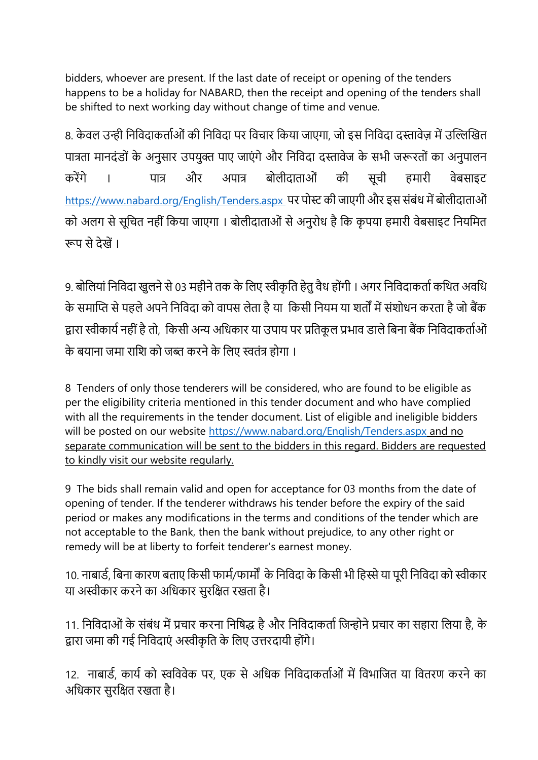bidders, whoever are present. If the last date of receipt or opening of the tenders happens to be a holiday for NABARD, then the receipt and opening of the tenders shall be shifted to next working day without change of time and venue.

8. केवल उन्ही निविदाकर्ताओं की निविदा पर विचार किया जाएगा, जो इस निविदा दस्तावेज़ में उल्लिखित पात्रता मानदंडों के अनुसार उपयुक्त पाए जाएंगे और निविदा दस्तावेज के सभी जरूरतों का अनुपालन करेंगे । पात्र और अपात्र बोलीदाताओं की सूची हमारी वेबसाइट https://www.nabard.org/English/Tenders.aspx पर पोस्ट की जाएगी और इस संबंध में बोलीदाताओं को अलग से सूचित नहीं किया जाएगा । बोलीदाताओं से अनुरोध है कि कृपया हमारी वेबसाइट नियमित रूप से देखें ।

9. बोलियां निविदा खुलने से 03 महीने तक के लिए स्वीकृति हेतु वैध होंगी । अगर निविदाकर्ता कथित अवधि के समाप्ति से पहले अपने निविदा को वापस लेता है या किसी नियम या शर्तों में संशोधन करता है जो बैंक द्वारा स्वीकार्य नहीं है तो, किसी अन्य अधिकार या उपाय पर प्रतिकूल प्रभाव डाले बिना बैंक निविदाकर्ताओं के बयाना जमा राशि को जब्त करने के लिए स्वतंत्र होगा ।

8 Tenders of only those tenderers will be considered, who are found to be eligible as per the eligibility criteria mentioned in this tender document and who have complied with all the requirements in the tender document. List of eligible and ineligible bidders will be posted on our website https://www.nabard.org/English/Tenders.aspx and no separate communication will be sent to the bidders in this regard. Bidders are requested to kindly visit our website regularly.

9 The bids shall remain valid and open for acceptance for 03 months from the date of opening of tender. If the tenderer withdraws his tender before the expiry of the said period or makes any modifications in the terms and conditions of the tender which are not acceptable to the Bank, then the bank without prejudice, to any other right or remedy will be at liberty to forfeit tenderer's earnest money.

10. नाबार्ड, बिना कारण बताए किसी फार्म/फार्मों के निविदा के किसी भी हिस्से या पूरी निविदा को स्वीकार या अस्वीकार करने का अधिकार सुरक्षित रखता है।

11. निविदाओं के संबंध में प्रचार करना निषिद्ध है और निविदाकर्ता जिन्होने प्रचार का सहारा लिया है, के द्वारा जमा की गई निविदाएं अस्वीकृति के लिए उत्तरदायी होंगे।

12. नाबार्ड, कार्य को स्वविवेक पर, एक से अधिक निविदाकर्ताओं में विभाजित या वितरण करने का अधिकार सुरक्षित रखता है।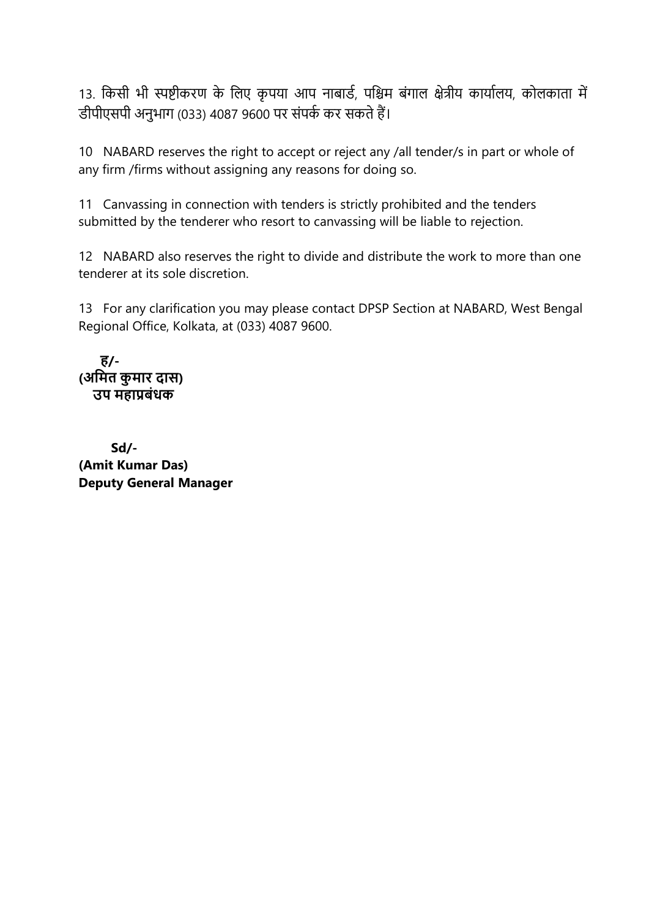13. किसी भी स्पष्टीकरण के लिए कृपया आप नाबार्ड, पश्चिम बंगाल क्षेत्रीय कार्यालय, कोलकाता में डीपीएसपी अनुभाग (033) 4087 9600 पर संपर्क कर सकते हैं।

10 NABARD reserves the right to accept or reject any /all tender/s in part or whole of any firm /firms without assigning any reasons for doing so.

11 Canvassing in connection with tenders is strictly prohibited and the tenders submitted by the tenderer who resort to canvassing will be liable to rejection.

12 NABARD also reserves the right to divide and distribute the work to more than one tenderer at its sole discretion.

13 For any clarification you may please contact DPSP Section at NABARD, West Bengal Regional Office, Kolkata, at (033) 4087 9600.

**ह/-**
**(अमित कुमार दास)**
**उप महाप्रबंधक**

**Sd/-**
**(Amit Kumar Das)**
**Deputy General Manager**